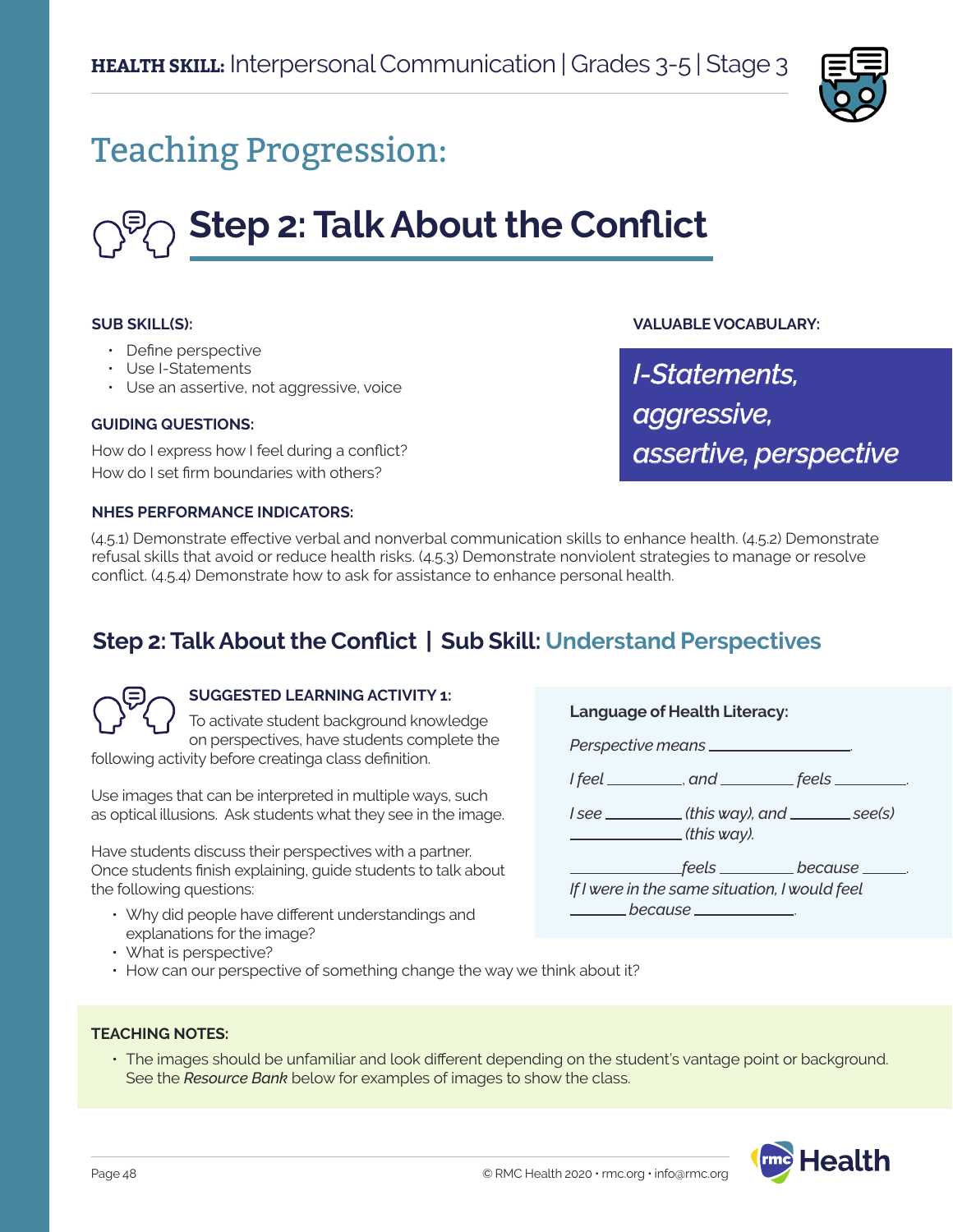**HEALTH SKILL:** Interpersonal Communication | Grades 3-5 | Stage 3

# Teaching Progression:

## Step 2: Talk About the Conflict

**SUB SKILL(S):**

- Define perspective
- Use I-Statements
- Use an assertive, not aggressive, voice

**GUIDING QUESTIONS:**

How do I express how I feel during a conflict?
How do I set firm boundaries with others?

**VALUABLE VOCABULARY:**

*I-Statements, aggressive, assertive, perspective*

**NHES PERFORMANCE INDICATORS:**

(4.5.1) Demonstrate effective verbal and nonverbal communication skills to enhance health. (4.5.2) Demonstrate refusal skills that avoid or reduce health risks. (4.5.3) Demonstrate nonviolent strategies to manage or resolve conflict. (4.5.4) Demonstrate how to ask for assistance to enhance personal health.

### Step 2: Talk About the Conflict | Sub Skill: Understand Perspectives

**SUGGESTED LEARNING ACTIVITY 1:**

To activate student background knowledge on perspectives, have students complete the following activity before creatinga class definition.

Use images that can be interpreted in multiple ways, such as optical illusions. Ask students what they see in the image.

Have students discuss their perspectives with a partner. Once students finish explaining, guide students to talk about the following questions:

- Why did people have different understandings and explanations for the image?
- What is perspective?
- How can our perspective of something change the way we think about it?

**Language of Health Literacy:**

*Perspective means ________________.*

*I feel _________, and _________ feels _________.*

*I see _________ (this way), and _______ see(s) _____________ (this way).*

*_____________ feels _________ because _____.*
*If I were in the same situation, I would feel _______ because ____________.*

**TEACHING NOTES:**

- The images should be unfamiliar and look different depending on the student's vantage point or background. See the *Resource Bank* below for examples of images to show the class.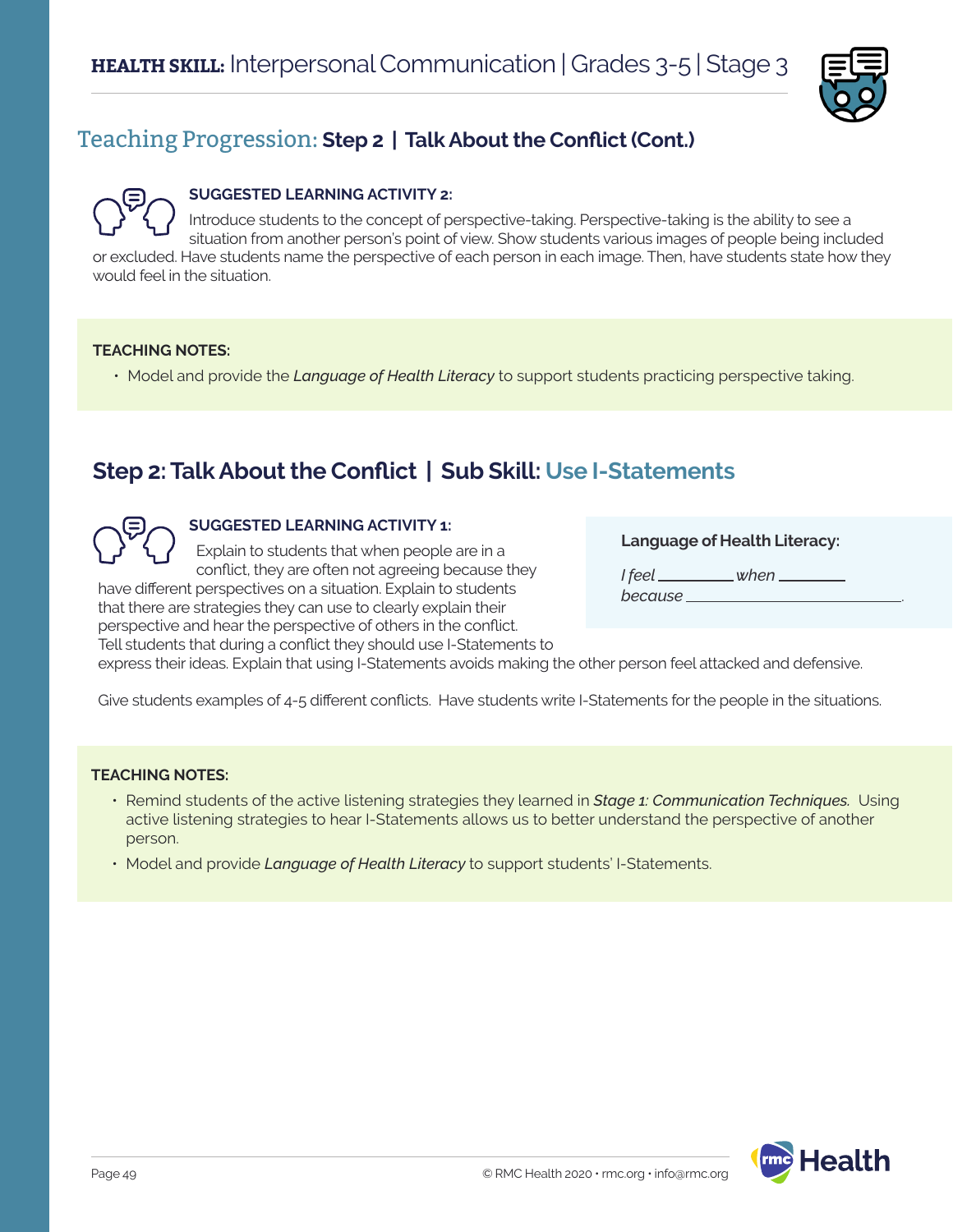## Teaching Progression: Step 2 | Talk About the Conflict (Cont.)

**SUGGESTED LEARNING ACTIVITY 2:**

Introduce students to the concept of perspective-taking. Perspective-taking is the ability to see a situation from another person's point of view. Show students various images of people being included or excluded. Have students name the perspective of each person in each image. Then, have students state how they would feel in the situation.

**TEACHING NOTES:**

- Model and provide the *Language of Health Literacy* to support students practicing perspective taking.

## Step 2: Talk About the Conflict | Sub Skill: Use I-Statements

**SUGGESTED LEARNING ACTIVITY 1:**

Explain to students that when people are in a conflict, they are often not agreeing because they have different perspectives on a situation. Explain to students that there are strategies they can use to clearly explain their perspective and hear the perspective of others in the conflict. Tell students that during a conflict they should use I-Statements to express their ideas. Explain that using I-Statements avoids making the other person feel attacked and defensive.

**Language of Health Literacy:**

*I feel* ________ *when* ________ *because* ________________.

Give students examples of 4-5 different conflicts. Have students write I-Statements for the people in the situations.

**TEACHING NOTES:**

- Remind students of the active listening strategies they learned in ***Stage 1: Communication Techniques***. Using active listening strategies to hear I-Statements allows us to better understand the perspective of another person.
- Model and provide *Language of Health Literacy* to support students' I-Statements.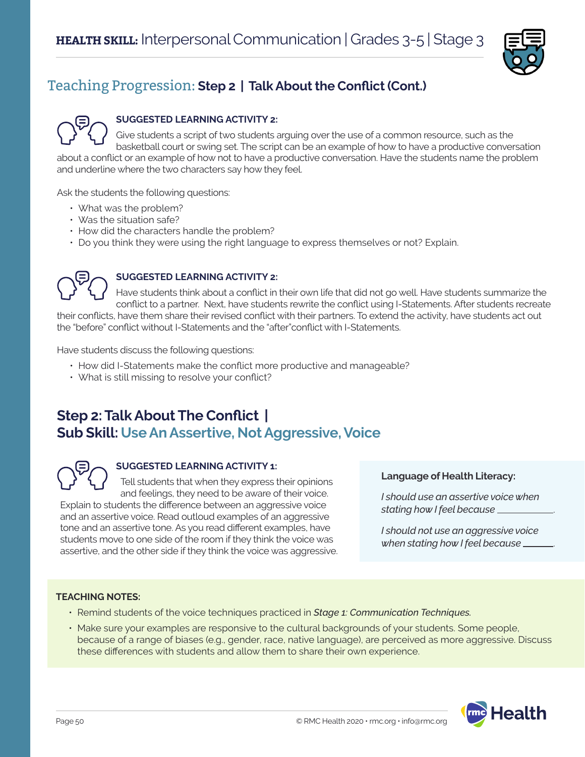## Teaching Progression: **Step 2 | Talk About the Conflict (Cont.)**

**SUGGESTED LEARNING ACTIVITY 2:**

Give students a script of two students arguing over the use of a common resource, such as the basketball court or swing set. The script can be an example of how to have a productive conversation about a conflict or an example of how not to have a productive conversation. Have the students name the problem and underline where the two characters say how they feel.

Ask the students the following questions:

- What was the problem?
- Was the situation safe?
- How did the characters handle the problem?
- Do you think they were using the right language to express themselves or not? Explain.

**SUGGESTED LEARNING ACTIVITY 2:**

Have students think about a conflict in their own life that did not go well. Have students summarize the conflict to a partner. Next, have students rewrite the conflict using I-Statements. After students recreate their conflicts, have them share their revised conflict with their partners. To extend the activity, have students act out the "before" conflict without I-Statements and the "after"conflict with I-Statements.

Have students discuss the following questions:

- How did I-Statements make the conflict more productive and manageable?
- What is still missing to resolve your conflict?

## Step 2: Talk About The Conflict | Sub Skill: Use An Assertive, Not Aggressive, Voice

**SUGGESTED LEARNING ACTIVITY 1:**

Tell students that when they express their opinions and feelings, they need to be aware of their voice. Explain to students the difference between an aggressive voice and an assertive voice. Read outloud examples of an aggressive tone and an assertive tone. As you read different examples, have students move to one side of the room if they think the voice was assertive, and the other side if they think the voice was aggressive.

**Language of Health Literacy:**

*I should use an assertive voice when stating how I feel because* ___________.

*I should not use an aggressive voice when stating how I feel because* ______.

**TEACHING NOTES:**

- Remind students of the voice techniques practiced in *Stage 1: Communication Techniques.*
- Make sure your examples are responsive to the cultural backgrounds of your students. Some people, because of a range of biases (e.g., gender, race, native language), are perceived as more aggressive. Discuss these differences with students and allow them to share their own experience.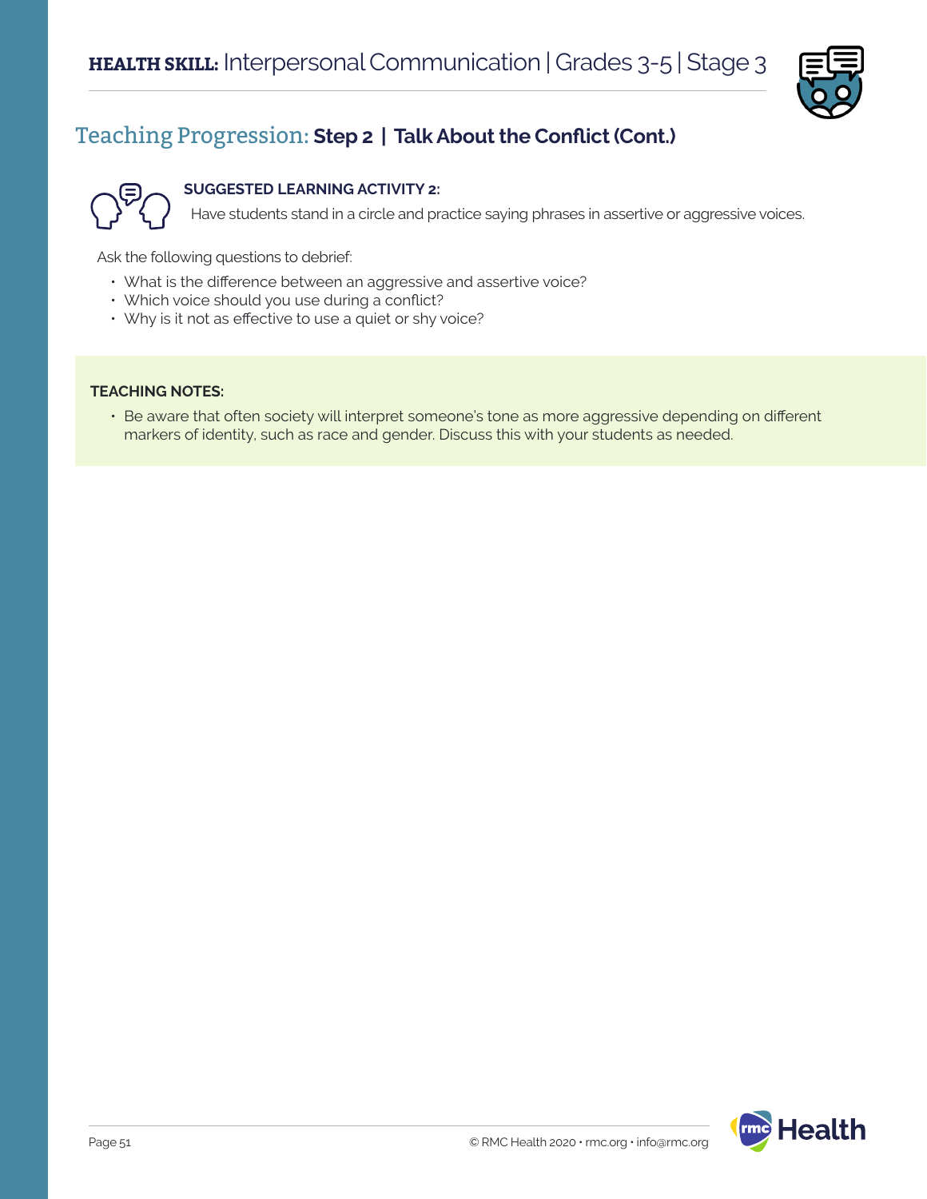## Teaching Progression: **Step 2 | Talk About the Conflict (Cont.)**

**SUGGESTED LEARNING ACTIVITY 2:**

Have students stand in a circle and practice saying phrases in assertive or aggressive voices.

Ask the following questions to debrief:

- What is the difference between an aggressive and assertive voice?
- Which voice should you use during a conflict?
- Why is it not as effective to use a quiet or shy voice?

**TEACHING NOTES:**

- Be aware that often society will interpret someone's tone as more aggressive depending on different markers of identity, such as race and gender. Discuss this with your students as needed.